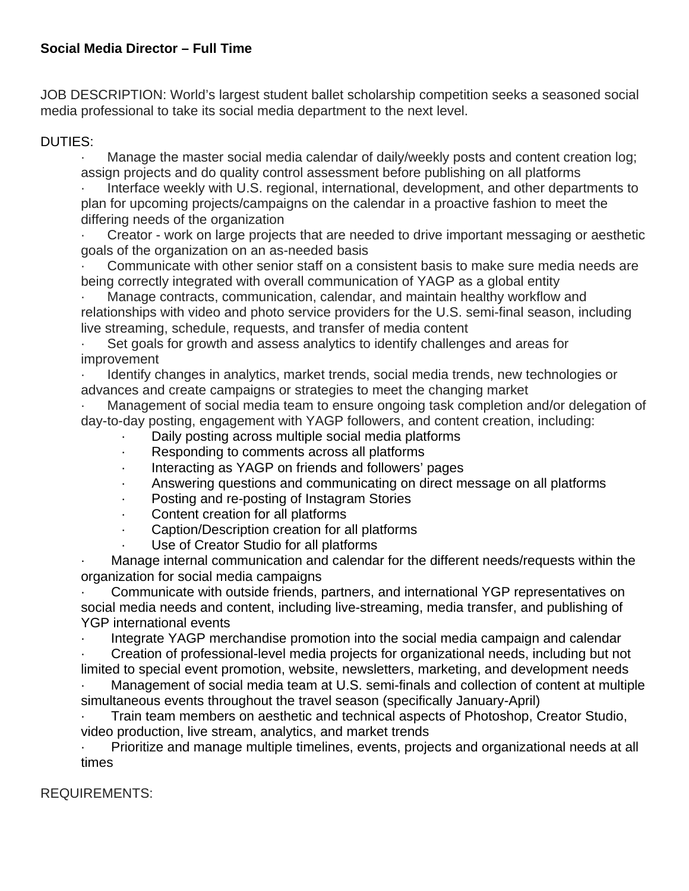**Social Media Director – Full Time**

JOB DESCRIPTION: World's largest student ballet scholarship competition seeks a seasoned social media professional to take its social media department to the next level.

DUTIES:

- Manage the master social media calendar of daily/weekly posts and content creation log; assign projects and do quality control assessment before publishing on all platforms
- Interface weekly with U.S. regional, international, development, and other departments to plan for upcoming projects/campaigns on the calendar in a proactive fashion to meet the differing needs of the organization
- Creator - work on large projects that are needed to drive important messaging or aesthetic goals of the organization on an as-needed basis
- Communicate with other senior staff on a consistent basis to make sure media needs are being correctly integrated with overall communication of YAGP as a global entity
- Manage contracts, communication, calendar, and maintain healthy workflow and relationships with video and photo service providers for the U.S. semi-final season, including live streaming, schedule, requests, and transfer of media content
- Set goals for growth and assess analytics to identify challenges and areas for improvement
- Identify changes in analytics, market trends, social media trends, new technologies or advances and create campaigns or strategies to meet the changing market
- Management of social media team to ensure ongoing task completion and/or delegation of day-to-day posting, engagement with YAGP followers, and content creation, including:
    - Daily posting across multiple social media platforms
    - Responding to comments across all platforms
    - Interacting as YAGP on friends and followers' pages
    - Answering questions and communicating on direct message on all platforms
    - Posting and re-posting of Instagram Stories
    - Content creation for all platforms
    - Caption/Description creation for all platforms
    - Use of Creator Studio for all platforms
- Manage internal communication and calendar for the different needs/requests within the organization for social media campaigns
- Communicate with outside friends, partners, and international YGP representatives on social media needs and content, including live-streaming, media transfer, and publishing of YGP international events
- Integrate YAGP merchandise promotion into the social media campaign and calendar
- Creation of professional-level media projects for organizational needs, including but not limited to special event promotion, website, newsletters, marketing, and development needs
- Management of social media team at U.S. semi-finals and collection of content at multiple simultaneous events throughout the travel season (specifically January-April)
- Train team members on aesthetic and technical aspects of Photoshop, Creator Studio, video production, live stream, analytics, and market trends
- Prioritize and manage multiple timelines, events, projects and organizational needs at all times

REQUIREMENTS: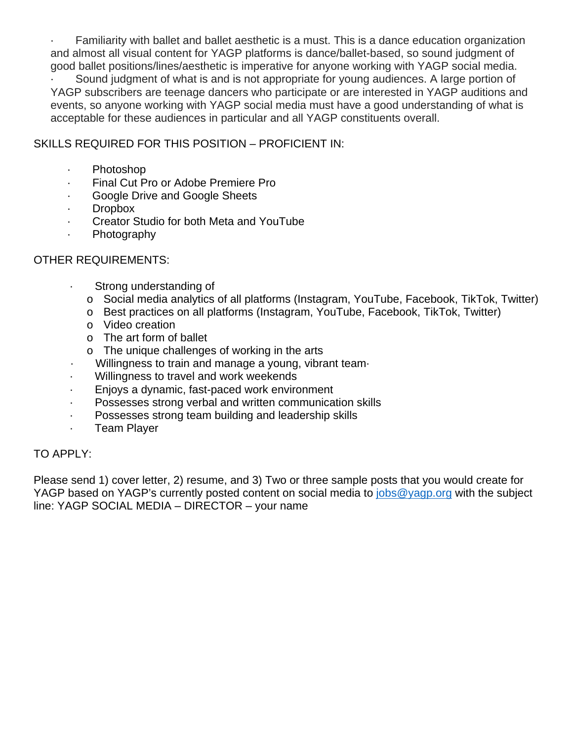- Familiarity with ballet and ballet aesthetic is a must. This is a dance education organization and almost all visual content for YAGP platforms is dance/ballet-based, so sound judgment of good ballet positions/lines/aesthetic is imperative for anyone working with YAGP social media.
- Sound judgment of what is and is not appropriate for young audiences. A large portion of YAGP subscribers are teenage dancers who participate or are interested in YAGP auditions and events, so anyone working with YAGP social media must have a good understanding of what is acceptable for these audiences in particular and all YAGP constituents overall.

SKILLS REQUIRED FOR THIS POSITION – PROFICIENT IN:

- Photoshop
- Final Cut Pro or Adobe Premiere Pro
- Google Drive and Google Sheets
- Dropbox
- Creator Studio for both Meta and YouTube
- Photography

OTHER REQUIREMENTS:

- Strong understanding of
  - Social media analytics of all platforms (Instagram, YouTube, Facebook, TikTok, Twitter)
  - Best practices on all platforms (Instagram, YouTube, Facebook, TikTok, Twitter)
  - Video creation
  - The art form of ballet
  - The unique challenges of working in the arts
- Willingness to train and manage a young, vibrant team·
- Willingness to travel and work weekends
- Enjoys a dynamic, fast-paced work environment
- Possesses strong verbal and written communication skills
- Possesses strong team building and leadership skills
- Team Player

TO APPLY:

Please send 1) cover letter, 2) resume, and 3) Two or three sample posts that you would create for YAGP based on YAGP's currently posted content on social media to jobs@yagp.org with the subject line: YAGP SOCIAL MEDIA – DIRECTOR – your name